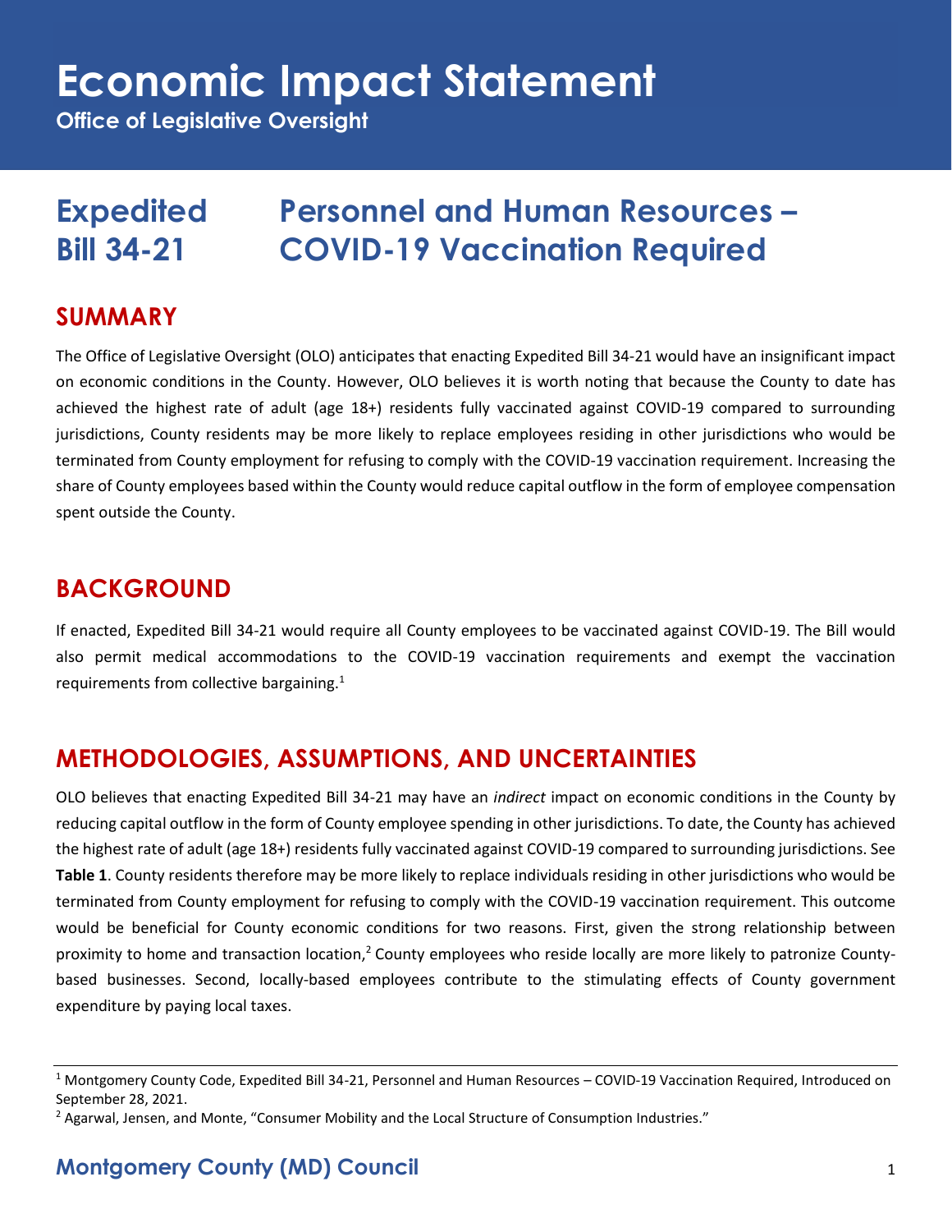# Economic Impact Statement

**Office of Legislative Oversight**

# Expedited Bill 34-21 — Personnel and Human Resources – COVID-19 Vaccination Required

## SUMMARY

The Office of Legislative Oversight (OLO) anticipates that enacting Expedited Bill 34-21 would have an insignificant impact on economic conditions in the County. However, OLO believes it is worth noting that because the County to date has achieved the highest rate of adult (age 18+) residents fully vaccinated against COVID-19 compared to surrounding jurisdictions, County residents may be more likely to replace employees residing in other jurisdictions who would be terminated from County employment for refusing to comply with the COVID-19 vaccination requirement. Increasing the share of County employees based within the County would reduce capital outflow in the form of employee compensation spent outside the County.

## BACKGROUND

If enacted, Expedited Bill 34-21 would require all County employees to be vaccinated against COVID-19. The Bill would also permit medical accommodations to the COVID-19 vaccination requirements and exempt the vaccination requirements from collective bargaining.[1]

## METHODOLOGIES, ASSUMPTIONS, AND UNCERTAINTIES

OLO believes that enacting Expedited Bill 34-21 may have an *indirect* impact on economic conditions in the County by reducing capital outflow in the form of County employee spending in other jurisdictions. To date, the County has achieved the highest rate of adult (age 18+) residents fully vaccinated against COVID-19 compared to surrounding jurisdictions. See **Table 1**. County residents therefore may be more likely to replace individuals residing in other jurisdictions who would be terminated from County employment for refusing to comply with the COVID-19 vaccination requirement. This outcome would be beneficial for County economic conditions for two reasons. First, given the strong relationship between proximity to home and transaction location,[2] County employees who reside locally are more likely to patronize County-based businesses. Second, locally-based employees contribute to the stimulating effects of County government expenditure by paying local taxes.

---

[1] Montgomery County Code, Expedited Bill 34-21, Personnel and Human Resources – COVID-19 Vaccination Required, Introduced on September 28, 2021.

[2] Agarwal, Jensen, and Monte, "Consumer Mobility and the Local Structure of Consumption Industries."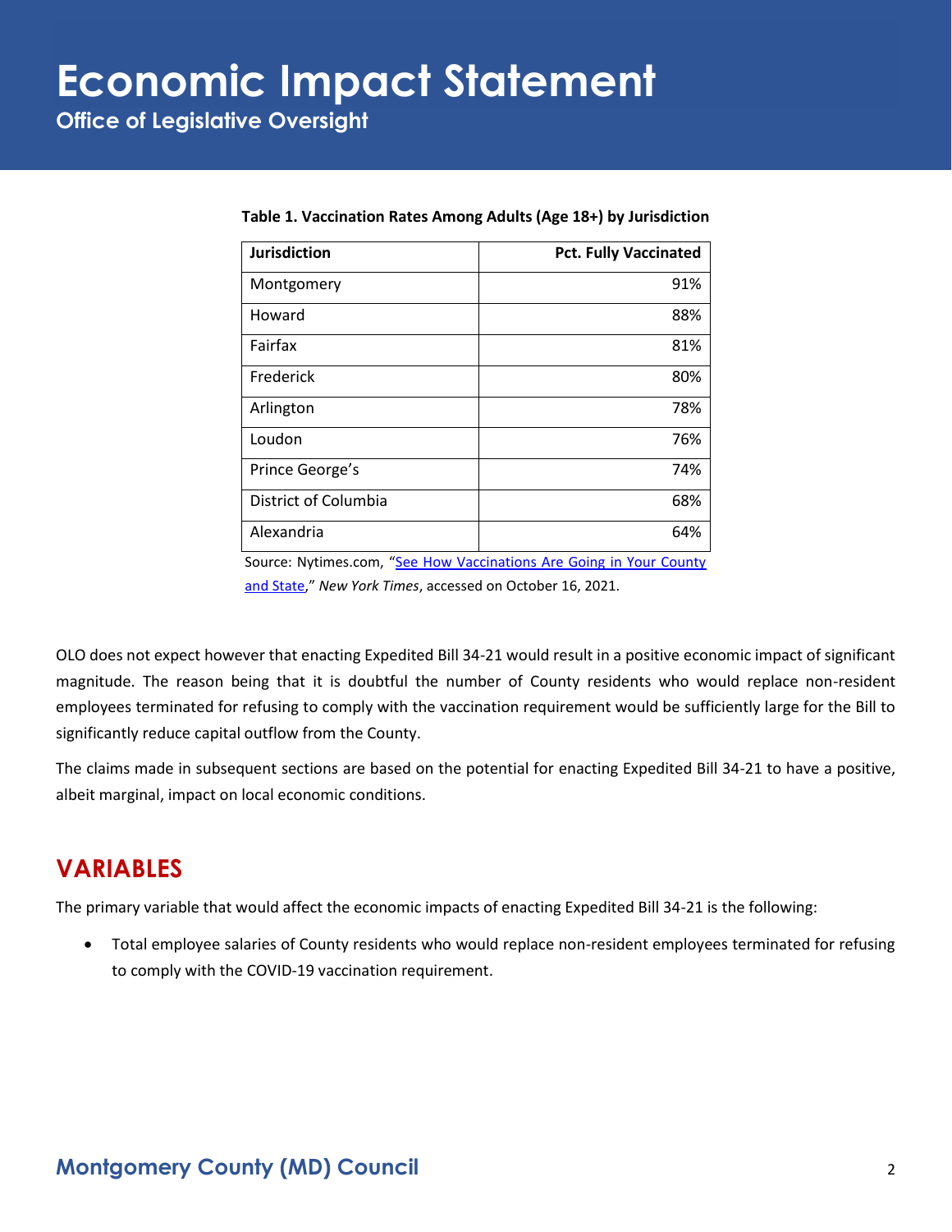**Table 1. Vaccination Rates Among Adults (Age 18+) by Jurisdiction**

| Jurisdiction | Pct. Fully Vaccinated |
|---|---:|
| Montgomery | 91% |
| Howard | 88% |
| Fairfax | 81% |
| Frederick | 80% |
| Arlington | 78% |
| Loudon | 76% |
| Prince George's | 74% |
| District of Columbia | 68% |
| Alexandria | 64% |

Source: Nytimes.com, "See How Vaccinations Are Going in Your County and State," *New York Times*, accessed on October 16, 2021.

OLO does not expect however that enacting Expedited Bill 34-21 would result in a positive economic impact of significant magnitude. The reason being that it is doubtful the number of County residents who would replace non-resident employees terminated for refusing to comply with the vaccination requirement would be sufficiently large for the Bill to significantly reduce capital outflow from the County.

The claims made in subsequent sections are based on the potential for enacting Expedited Bill 34-21 to have a positive, albeit marginal, impact on local economic conditions.

## VARIABLES

The primary variable that would affect the economic impacts of enacting Expedited Bill 34-21 is the following:

- Total employee salaries of County residents who would replace non-resident employees terminated for refusing to comply with the COVID-19 vaccination requirement.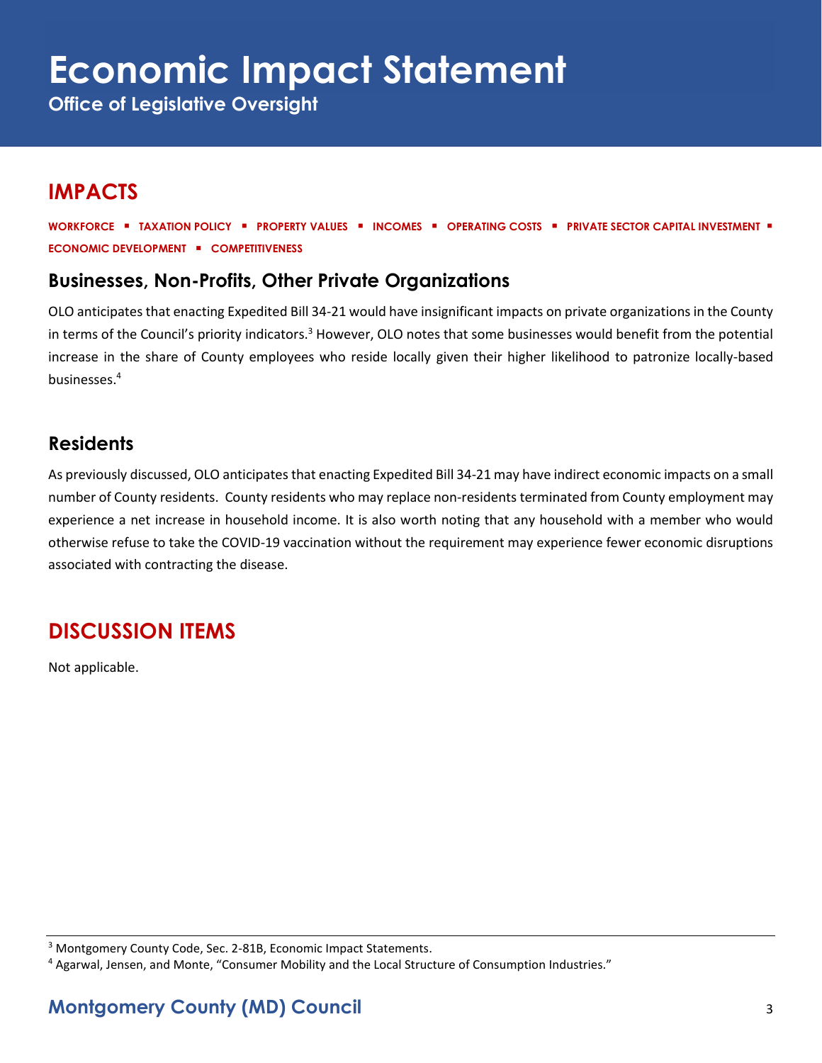# Economic Impact Statement

**Office of Legislative Oversight**

## IMPACTS

**WORKFORCE ▪ TAXATION POLICY ▪ PROPERTY VALUES ▪ INCOMES ▪ OPERATING COSTS ▪ PRIVATE SECTOR CAPITAL INVESTMENT ▪ ECONOMIC DEVELOPMENT ▪ COMPETITIVENESS**

### Businesses, Non-Profits, Other Private Organizations

OLO anticipates that enacting Expedited Bill 34-21 would have insignificant impacts on private organizations in the County in terms of the Council's priority indicators.[3] However, OLO notes that some businesses would benefit from the potential increase in the share of County employees who reside locally given their higher likelihood to patronize locally-based businesses.[4]

### Residents

As previously discussed, OLO anticipates that enacting Expedited Bill 34-21 may have indirect economic impacts on a small number of County residents. County residents who may replace non-residents terminated from County employment may experience a net increase in household income. It is also worth noting that any household with a member who would otherwise refuse to take the COVID-19 vaccination without the requirement may experience fewer economic disruptions associated with contracting the disease.

## DISCUSSION ITEMS

Not applicable.

---

[3] Montgomery County Code, Sec. 2-81B, Economic Impact Statements.

[4] Agarwal, Jensen, and Monte, "Consumer Mobility and the Local Structure of Consumption Industries."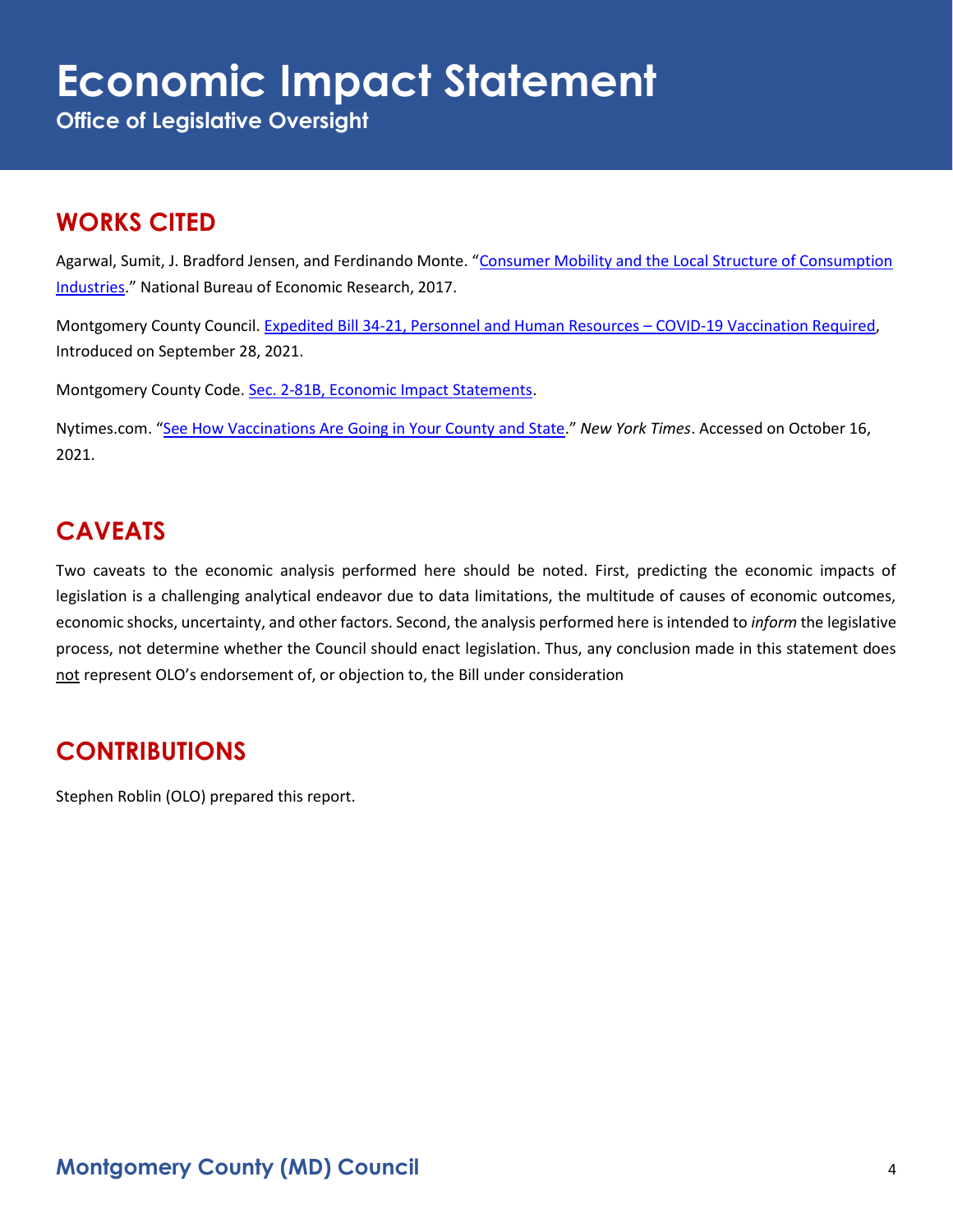## WORKS CITED

Agarwal, Sumit, J. Bradford Jensen, and Ferdinando Monte. "Consumer Mobility and the Local Structure of Consumption Industries." National Bureau of Economic Research, 2017.

Montgomery County Council. Expedited Bill 34-21, Personnel and Human Resources – COVID-19 Vaccination Required, Introduced on September 28, 2021.

Montgomery County Code. Sec. 2-81B, Economic Impact Statements.

Nytimes.com. "See How Vaccinations Are Going in Your County and State." *New York Times*. Accessed on October 16, 2021.

## CAVEATS

Two caveats to the economic analysis performed here should be noted. First, predicting the economic impacts of legislation is a challenging analytical endeavor due to data limitations, the multitude of causes of economic outcomes, economic shocks, uncertainty, and other factors. Second, the analysis performed here is intended to *inform* the legislative process, not determine whether the Council should enact legislation. Thus, any conclusion made in this statement does not represent OLO's endorsement of, or objection to, the Bill under consideration

## CONTRIBUTIONS

Stephen Roblin (OLO) prepared this report.